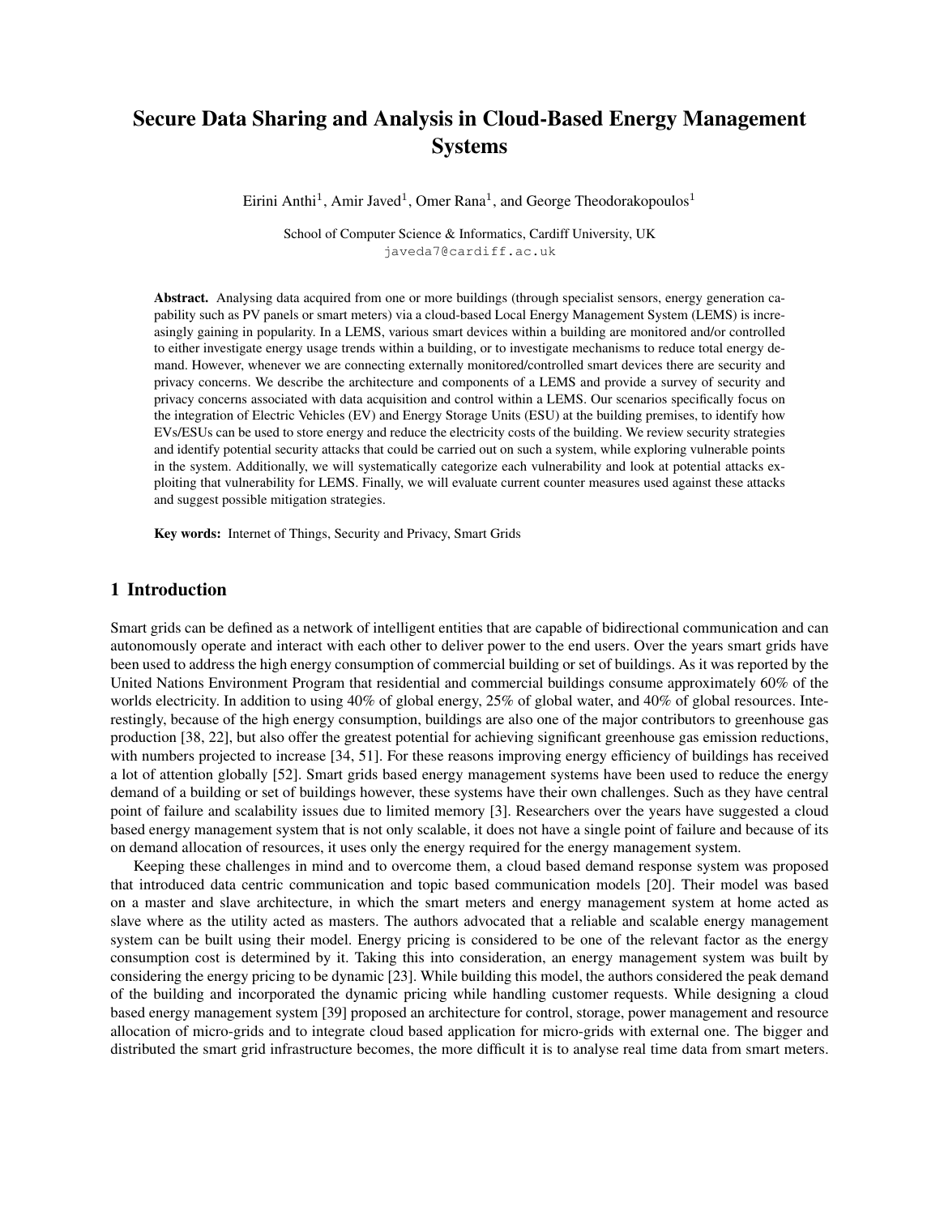# Secure Data Sharing and Analysis in Cloud-Based Energy Management Systems

Eirini Anthi[1], Amir Javed[1], Omer Rana[1], and George Theodorakopoulos[1]

School of Computer Science & Informatics, Cardiff University, UK
javeda7@cardiff.ac.uk

**Abstract.** Analysing data acquired from one or more buildings (through specialist sensors, energy generation capability such as PV panels or smart meters) via a cloud-based Local Energy Management System (LEMS) is increasingly gaining in popularity. In a LEMS, various smart devices within a building are monitored and/or controlled to either investigate energy usage trends within a building, or to investigate mechanisms to reduce total energy demand. However, whenever we are connecting externally monitored/controlled smart devices there are security and privacy concerns. We describe the architecture and components of a LEMS and provide a survey of security and privacy concerns associated with data acquisition and control within a LEMS. Our scenarios specifically focus on the integration of Electric Vehicles (EV) and Energy Storage Units (ESU) at the building premises, to identify how EVs/ESUs can be used to store energy and reduce the electricity costs of the building. We review security strategies and identify potential security attacks that could be carried out on such a system, while exploring vulnerable points in the system. Additionally, we will systematically categorize each vulnerability and look at potential attacks exploiting that vulnerability for LEMS. Finally, we will evaluate current counter measures used against these attacks and suggest possible mitigation strategies.

**Key words:** Internet of Things, Security and Privacy, Smart Grids

## 1 Introduction

Smart grids can be defined as a network of intelligent entities that are capable of bidirectional communication and can autonomously operate and interact with each other to deliver power to the end users. Over the years smart grids have been used to address the high energy consumption of commercial building or set of buildings. As it was reported by the United Nations Environment Program that residential and commercial buildings consume approximately 60% of the worlds electricity. In addition to using 40% of global energy, 25% of global water, and 40% of global resources. Interestingly, because of the high energy consumption, buildings are also one of the major contributors to greenhouse gas production [38, 22], but also offer the greatest potential for achieving significant greenhouse gas emission reductions, with numbers projected to increase [34, 51]. For these reasons improving energy efficiency of buildings has received a lot of attention globally [52]. Smart grids based energy management systems have been used to reduce the energy demand of a building or set of buildings however, these systems have their own challenges. Such as they have central point of failure and scalability issues due to limited memory [3]. Researchers over the years have suggested a cloud based energy management system that is not only scalable, it does not have a single point of failure and because of its on demand allocation of resources, it uses only the energy required for the energy management system.

Keeping these challenges in mind and to overcome them, a cloud based demand response system was proposed that introduced data centric communication and topic based communication models [20]. Their model was based on a master and slave architecture, in which the smart meters and energy management system at home acted as slave where as the utility acted as masters. The authors advocated that a reliable and scalable energy management system can be built using their model. Energy pricing is considered to be one of the relevant factor as the energy consumption cost is determined by it. Taking this into consideration, an energy management system was built by considering the energy pricing to be dynamic [23]. While building this model, the authors considered the peak demand of the building and incorporated the dynamic pricing while handling customer requests. While designing a cloud based energy management system [39] proposed an architecture for control, storage, power management and resource allocation of micro-grids and to integrate cloud based application for micro-grids with external one. The bigger and distributed the smart grid infrastructure becomes, the more difficult it is to analyse real time data from smart meters.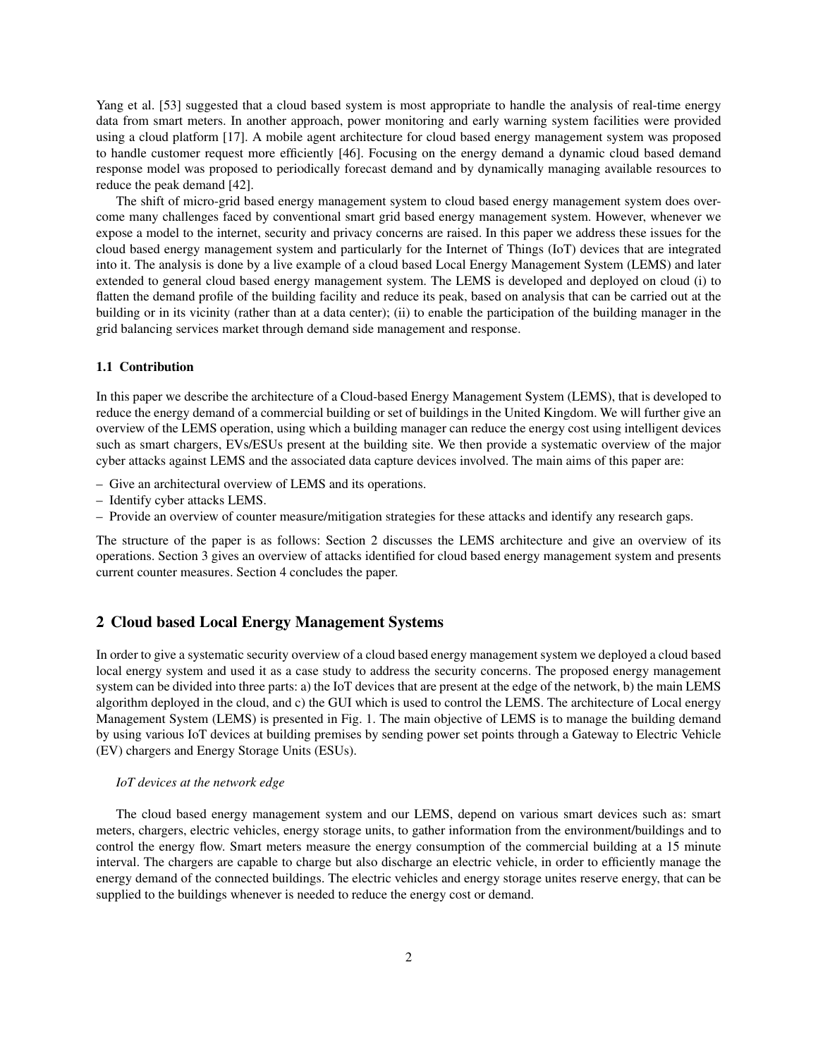Yang et al. [53] suggested that a cloud based system is most appropriate to handle the analysis of real-time energy data from smart meters. In another approach, power monitoring and early warning system facilities were provided using a cloud platform [17]. A mobile agent architecture for cloud based energy management system was proposed to handle customer request more efficiently [46]. Focusing on the energy demand a dynamic cloud based demand response model was proposed to periodically forecast demand and by dynamically managing available resources to reduce the peak demand [42].

The shift of micro-grid based energy management system to cloud based energy management system does overcome many challenges faced by conventional smart grid based energy management system. However, whenever we expose a model to the internet, security and privacy concerns are raised. In this paper we address these issues for the cloud based energy management system and particularly for the Internet of Things (IoT) devices that are integrated into it. The analysis is done by a live example of a cloud based Local Energy Management System (LEMS) and later extended to general cloud based energy management system. The LEMS is developed and deployed on cloud (i) to flatten the demand profile of the building facility and reduce its peak, based on analysis that can be carried out at the building or in its vicinity (rather than at a data center); (ii) to enable the participation of the building manager in the grid balancing services market through demand side management and response.

### 1.1 Contribution

In this paper we describe the architecture of a Cloud-based Energy Management System (LEMS), that is developed to reduce the energy demand of a commercial building or set of buildings in the United Kingdom. We will further give an overview of the LEMS operation, using which a building manager can reduce the energy cost using intelligent devices such as smart chargers, EVs/ESUs present at the building site. We then provide a systematic overview of the major cyber attacks against LEMS and the associated data capture devices involved. The main aims of this paper are:

– Give an architectural overview of LEMS and its operations.
– Identify cyber attacks LEMS.
– Provide an overview of counter measure/mitigation strategies for these attacks and identify any research gaps.

The structure of the paper is as follows: Section 2 discusses the LEMS architecture and give an overview of its operations. Section 3 gives an overview of attacks identified for cloud based energy management system and presents current counter measures. Section 4 concludes the paper.

## 2 Cloud based Local Energy Management Systems

In order to give a systematic security overview of a cloud based energy management system we deployed a cloud based local energy system and used it as a case study to address the security concerns. The proposed energy management system can be divided into three parts: a) the IoT devices that are present at the edge of the network, b) the main LEMS algorithm deployed in the cloud, and c) the GUI which is used to control the LEMS. The architecture of Local energy Management System (LEMS) is presented in Fig. 1. The main objective of LEMS is to manage the building demand by using various IoT devices at building premises by sending power set points through a Gateway to Electric Vehicle (EV) chargers and Energy Storage Units (ESUs).

*IoT devices at the network edge*

The cloud based energy management system and our LEMS, depend on various smart devices such as: smart meters, chargers, electric vehicles, energy storage units, to gather information from the environment/buildings and to control the energy flow. Smart meters measure the energy consumption of the commercial building at a 15 minute interval. The chargers are capable to charge but also discharge an electric vehicle, in order to efficiently manage the energy demand of the connected buildings. The electric vehicles and energy storage unites reserve energy, that can be supplied to the buildings whenever is needed to reduce the energy cost or demand.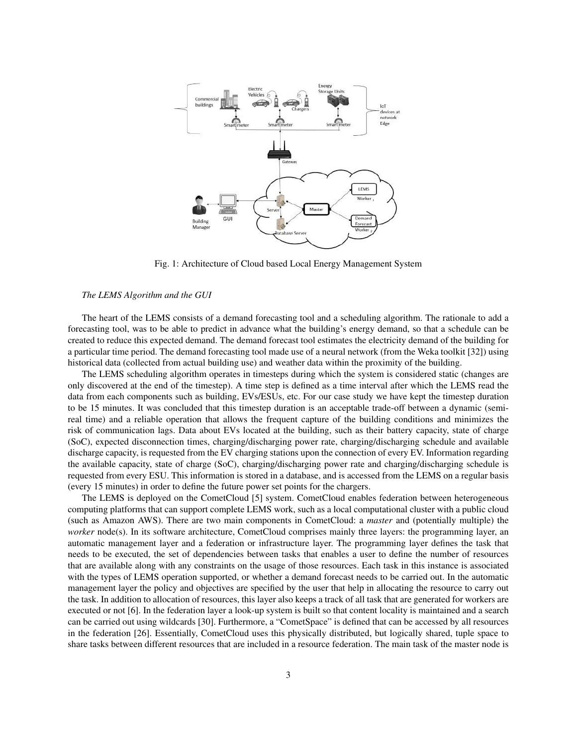Fig. 1: Architecture of Cloud based Local Energy Management System

*The LEMS Algorithm and the GUI*

The heart of the LEMS consists of a demand forecasting tool and a scheduling algorithm. The rationale to add a forecasting tool, was to be able to predict in advance what the building's energy demand, so that a schedule can be created to reduce this expected demand. The demand forecast tool estimates the electricity demand of the building for a particular time period. The demand forecasting tool made use of a neural network (from the Weka toolkit [32]) using historical data (collected from actual building use) and weather data within the proximity of the building.

The LEMS scheduling algorithm operates in timesteps during which the system is considered static (changes are only discovered at the end of the timestep). A time step is defined as a time interval after which the LEMS read the data from each components such as building, EVs/ESUs, etc. For our case study we have kept the timestep duration to be 15 minutes. It was concluded that this timestep duration is an acceptable trade-off between a dynamic (semi-real time) and a reliable operation that allows the frequent capture of the building conditions and minimizes the risk of communication lags. Data about EVs located at the building, such as their battery capacity, state of charge (SoC), expected disconnection times, charging/discharging power rate, charging/discharging schedule and available discharge capacity, is requested from the EV charging stations upon the connection of every EV. Information regarding the available capacity, state of charge (SoC), charging/discharging power rate and charging/discharging schedule is requested from every ESU. This information is stored in a database, and is accessed from the LEMS on a regular basis (every 15 minutes) in order to define the future power set points for the chargers.

The LEMS is deployed on the CometCloud [5] system. CometCloud enables federation between heterogeneous computing platforms that can support complete LEMS work, such as a local computational cluster with a public cloud (such as Amazon AWS). There are two main components in CometCloud: a *master* and (potentially multiple) the *worker* node(s). In its software architecture, CometCloud comprises mainly three layers: the programming layer, an automatic management layer and a federation or infrastructure layer. The programming layer defines the task that needs to be executed, the set of dependencies between tasks that enables a user to define the number of resources that are available along with any constraints on the usage of those resources. Each task in this instance is associated with the types of LEMS operation supported, or whether a demand forecast needs to be carried out. In the automatic management layer the policy and objectives are specified by the user that help in allocating the resource to carry out the task. In addition to allocation of resources, this layer also keeps a track of all task that are generated for workers are executed or not [6]. In the federation layer a look-up system is built so that content locality is maintained and a search can be carried out using wildcards [30]. Furthermore, a "CometSpace" is defined that can be accessed by all resources in the federation [26]. Essentially, CometCloud uses this physically distributed, but logically shared, tuple space to share tasks between different resources that are included in a resource federation. The main task of the master node is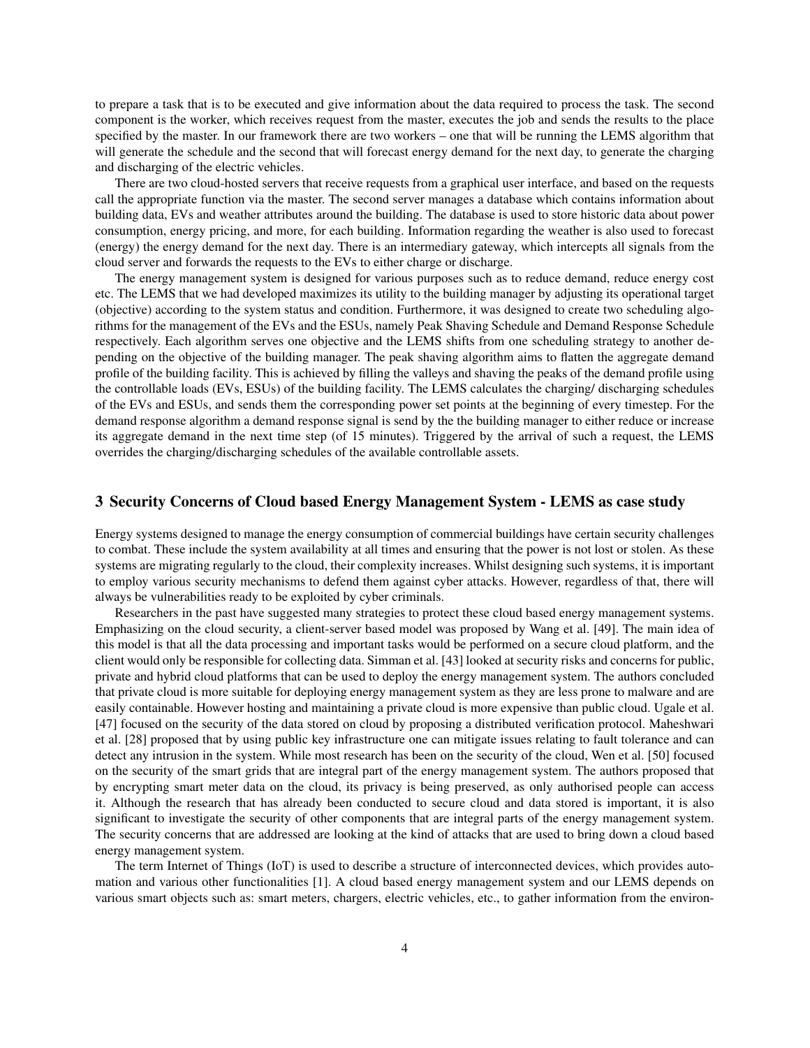to prepare a task that is to be executed and give information about the data required to process the task. The second component is the worker, which receives request from the master, executes the job and sends the results to the place specified by the master. In our framework there are two workers – one that will be running the LEMS algorithm that will generate the schedule and the second that will forecast energy demand for the next day, to generate the charging and discharging of the electric vehicles.

There are two cloud-hosted servers that receive requests from a graphical user interface, and based on the requests call the appropriate function via the master. The second server manages a database which contains information about building data, EVs and weather attributes around the building. The database is used to store historic data about power consumption, energy pricing, and more, for each building. Information regarding the weather is also used to forecast (energy) the energy demand for the next day. There is an intermediary gateway, which intercepts all signals from the cloud server and forwards the requests to the EVs to either charge or discharge.

The energy management system is designed for various purposes such as to reduce demand, reduce energy cost etc. The LEMS that we had developed maximizes its utility to the building manager by adjusting its operational target (objective) according to the system status and condition. Furthermore, it was designed to create two scheduling algorithms for the management of the EVs and the ESUs, namely Peak Shaving Schedule and Demand Response Schedule respectively. Each algorithm serves one objective and the LEMS shifts from one scheduling strategy to another depending on the objective of the building manager. The peak shaving algorithm aims to flatten the aggregate demand profile of the building facility. This is achieved by filling the valleys and shaving the peaks of the demand profile using the controllable loads (EVs, ESUs) of the building facility. The LEMS calculates the charging/ discharging schedules of the EVs and ESUs, and sends them the corresponding power set points at the beginning of every timestep. For the demand response algorithm a demand response signal is send by the the building manager to either reduce or increase its aggregate demand in the next time step (of 15 minutes). Triggered by the arrival of such a request, the LEMS overrides the charging/discharging schedules of the available controllable assets.

## 3 Security Concerns of Cloud based Energy Management System - LEMS as case study

Energy systems designed to manage the energy consumption of commercial buildings have certain security challenges to combat. These include the system availability at all times and ensuring that the power is not lost or stolen. As these systems are migrating regularly to the cloud, their complexity increases. Whilst designing such systems, it is important to employ various security mechanisms to defend them against cyber attacks. However, regardless of that, there will always be vulnerabilities ready to be exploited by cyber criminals.

Researchers in the past have suggested many strategies to protect these cloud based energy management systems. Emphasizing on the cloud security, a client-server based model was proposed by Wang et al. [49]. The main idea of this model is that all the data processing and important tasks would be performed on a secure cloud platform, and the client would only be responsible for collecting data. Simman et al. [43] looked at security risks and concerns for public, private and hybrid cloud platforms that can be used to deploy the energy management system. The authors concluded that private cloud is more suitable for deploying energy management system as they are less prone to malware and are easily containable. However hosting and maintaining a private cloud is more expensive than public cloud. Ugale et al. [47] focused on the security of the data stored on cloud by proposing a distributed verification protocol. Maheshwari et al. [28] proposed that by using public key infrastructure one can mitigate issues relating to fault tolerance and can detect any intrusion in the system. While most research has been on the security of the cloud, Wen et al. [50] focused on the security of the smart grids that are integral part of the energy management system. The authors proposed that by encrypting smart meter data on the cloud, its privacy is being preserved, as only authorised people can access it. Although the research that has already been conducted to secure cloud and data stored is important, it is also significant to investigate the security of other components that are integral parts of the energy management system. The security concerns that are addressed are looking at the kind of attacks that are used to bring down a cloud based energy management system.

The term Internet of Things (IoT) is used to describe a structure of interconnected devices, which provides automation and various other functionalities [1]. A cloud based energy management system and our LEMS depends on various smart objects such as: smart meters, chargers, electric vehicles, etc., to gather information from the environ-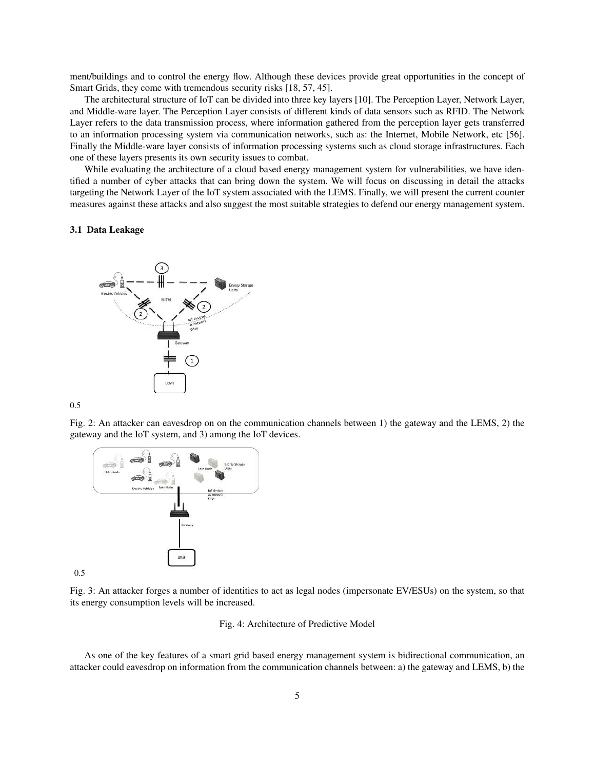ment/buildings and to control the energy flow. Although these devices provide great opportunities in the concept of Smart Grids, they come with tremendous security risks [18, 57, 45].

The architectural structure of IoT can be divided into three key layers [10]. The Perception Layer, Network Layer, and Middle-ware layer. The Perception Layer consists of different kinds of data sensors such as RFID. The Network Layer refers to the data transmission process, where information gathered from the perception layer gets transferred to an information processing system via communication networks, such as: the Internet, Mobile Network, etc [56]. Finally the Middle-ware layer consists of information processing systems such as cloud storage infrastructures. Each one of these layers presents its own security issues to combat.

While evaluating the architecture of a cloud based energy management system for vulnerabilities, we have identified a number of cyber attacks that can bring down the system. We will focus on discussing in detail the attacks targeting the Network Layer of the IoT system associated with the LEMS. Finally, we will present the current counter measures against these attacks and also suggest the most suitable strategies to defend our energy management system.

### 3.1 Data Leakage

0.5

Fig. 2: An attacker can eavesdrop on on the communication channels between 1) the gateway and the LEMS, 2) the gateway and the IoT system, and 3) among the IoT devices.

0.5

Fig. 3: An attacker forges a number of identities to act as legal nodes (impersonate EV/ESUs) on the system, so that its energy consumption levels will be increased.

Fig. 4: Architecture of Predictive Model

As one of the key features of a smart grid based energy management system is bidirectional communication, an attacker could eavesdrop on information from the communication channels between: a) the gateway and LEMS, b) the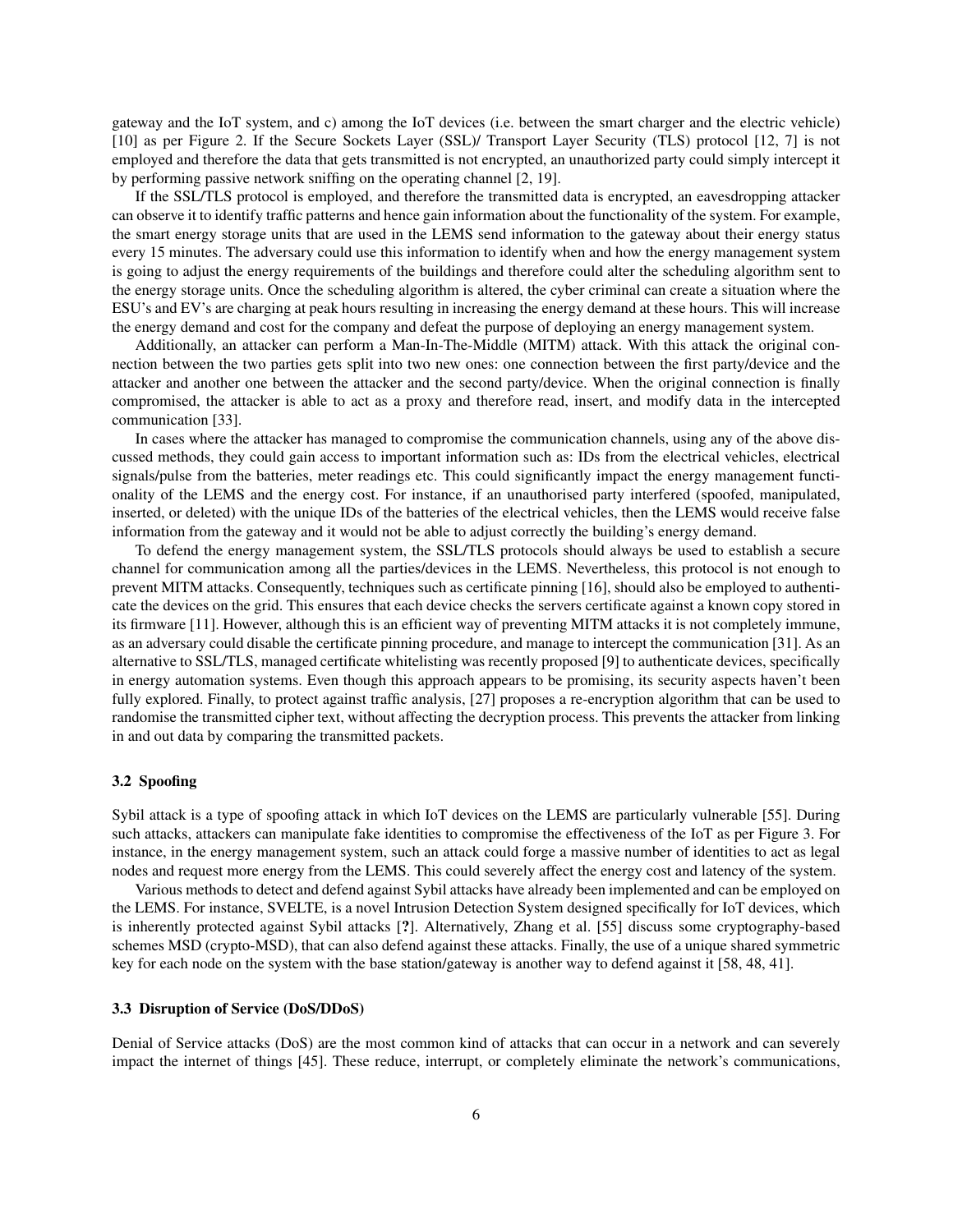gateway and the IoT system, and c) among the IoT devices (i.e. between the smart charger and the electric vehicle) [10] as per Figure 2. If the Secure Sockets Layer (SSL)/ Transport Layer Security (TLS) protocol [12, 7] is not employed and therefore the data that gets transmitted is not encrypted, an unauthorized party could simply intercept it by performing passive network sniffing on the operating channel [2, 19].

If the SSL/TLS protocol is employed, and therefore the transmitted data is encrypted, an eavesdropping attacker can observe it to identify traffic patterns and hence gain information about the functionality of the system. For example, the smart energy storage units that are used in the LEMS send information to the gateway about their energy status every 15 minutes. The adversary could use this information to identify when and how the energy management system is going to adjust the energy requirements of the buildings and therefore could alter the scheduling algorithm sent to the energy storage units. Once the scheduling algorithm is altered, the cyber criminal can create a situation where the ESU's and EV's are charging at peak hours resulting in increasing the energy demand at these hours. This will increase the energy demand and cost for the company and defeat the purpose of deploying an energy management system.

Additionally, an attacker can perform a Man-In-The-Middle (MITM) attack. With this attack the original connection between the two parties gets split into two new ones: one connection between the first party/device and the attacker and another one between the attacker and the second party/device. When the original connection is finally compromised, the attacker is able to act as a proxy and therefore read, insert, and modify data in the intercepted communication [33].

In cases where the attacker has managed to compromise the communication channels, using any of the above discussed methods, they could gain access to important information such as: IDs from the electrical vehicles, electrical signals/pulse from the batteries, meter readings etc. This could significantly impact the energy management functionality of the LEMS and the energy cost. For instance, if an unauthorised party interfered (spoofed, manipulated, inserted, or deleted) with the unique IDs of the batteries of the electrical vehicles, then the LEMS would receive false information from the gateway and it would not be able to adjust correctly the building's energy demand.

To defend the energy management system, the SSL/TLS protocols should always be used to establish a secure channel for communication among all the parties/devices in the LEMS. Nevertheless, this protocol is not enough to prevent MITM attacks. Consequently, techniques such as certificate pinning [16], should also be employed to authenticate the devices on the grid. This ensures that each device checks the servers certificate against a known copy stored in its firmware [11]. However, although this is an efficient way of preventing MITM attacks it is not completely immune, as an adversary could disable the certificate pinning procedure, and manage to intercept the communication [31]. As an alternative to SSL/TLS, managed certificate whitelisting was recently proposed [9] to authenticate devices, specifically in energy automation systems. Even though this approach appears to be promising, its security aspects haven't been fully explored. Finally, to protect against traffic analysis, [27] proposes a re-encryption algorithm that can be used to randomise the transmitted cipher text, without affecting the decryption process. This prevents the attacker from linking in and out data by comparing the transmitted packets.

### 3.2 Spoofing

Sybil attack is a type of spoofing attack in which IoT devices on the LEMS are particularly vulnerable [55]. During such attacks, attackers can manipulate fake identities to compromise the effectiveness of the IoT as per Figure 3. For instance, in the energy management system, such an attack could forge a massive number of identities to act as legal nodes and request more energy from the LEMS. This could severely affect the energy cost and latency of the system.

Various methods to detect and defend against Sybil attacks have already been implemented and can be employed on the LEMS. For instance, SVELTE, is a novel Intrusion Detection System designed specifically for IoT devices, which is inherently protected against Sybil attacks [**?**]. Alternatively, Zhang et al. [55] discuss some cryptography-based schemes MSD (crypto-MSD), that can also defend against these attacks. Finally, the use of a unique shared symmetric key for each node on the system with the base station/gateway is another way to defend against it [58, 48, 41].

### 3.3 Disruption of Service (DoS/DDoS)

Denial of Service attacks (DoS) are the most common kind of attacks that can occur in a network and can severely impact the internet of things [45]. These reduce, interrupt, or completely eliminate the network's communications,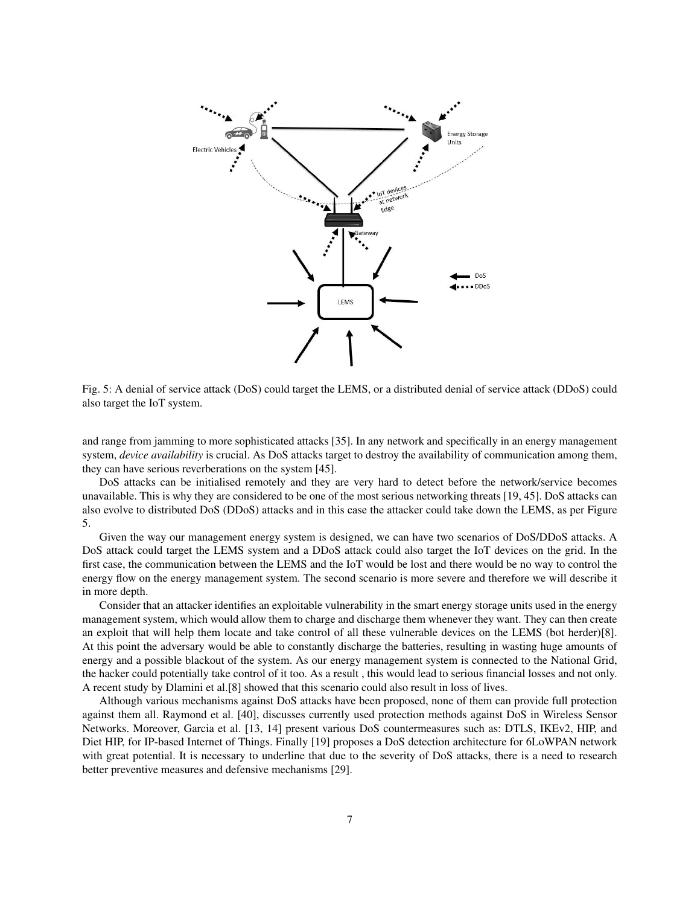Fig. 5: A denial of service attack (DoS) could target the LEMS, or a distributed denial of service attack (DDoS) could also target the IoT system.

and range from jamming to more sophisticated attacks [35]. In any network and specifically in an energy management system, *device availability* is crucial. As DoS attacks target to destroy the availability of communication among them, they can have serious reverberations on the system [45].

DoS attacks can be initialised remotely and they are very hard to detect before the network/service becomes unavailable. This is why they are considered to be one of the most serious networking threats [19, 45]. DoS attacks can also evolve to distributed DoS (DDoS) attacks and in this case the attacker could take down the LEMS, as per Figure 5.

Given the way our management energy system is designed, we can have two scenarios of DoS/DDoS attacks. A DoS attack could target the LEMS system and a DDoS attack could also target the IoT devices on the grid. In the first case, the communication between the LEMS and the IoT would be lost and there would be no way to control the energy flow on the energy management system. The second scenario is more severe and therefore we will describe it in more depth.

Consider that an attacker identifies an exploitable vulnerability in the smart energy storage units used in the energy management system, which would allow them to charge and discharge them whenever they want. They can then create an exploit that will help them locate and take control of all these vulnerable devices on the LEMS (bot herder)[8]. At this point the adversary would be able to constantly discharge the batteries, resulting in wasting huge amounts of energy and a possible blackout of the system. As our energy management system is connected to the National Grid, the hacker could potentially take control of it too. As a result , this would lead to serious financial losses and not only. A recent study by Dlamini et al.[8] showed that this scenario could also result in loss of lives.

Although various mechanisms against DoS attacks have been proposed, none of them can provide full protection against them all. Raymond et al. [40], discusses currently used protection methods against DoS in Wireless Sensor Networks. Moreover, Garcia et al. [13, 14] present various DoS countermeasures such as: DTLS, IKEv2, HIP, and Diet HIP, for IP-based Internet of Things. Finally [19] proposes a DoS detection architecture for 6LoWPAN network with great potential. It is necessary to underline that due to the severity of DoS attacks, there is a need to research better preventive measures and defensive mechanisms [29].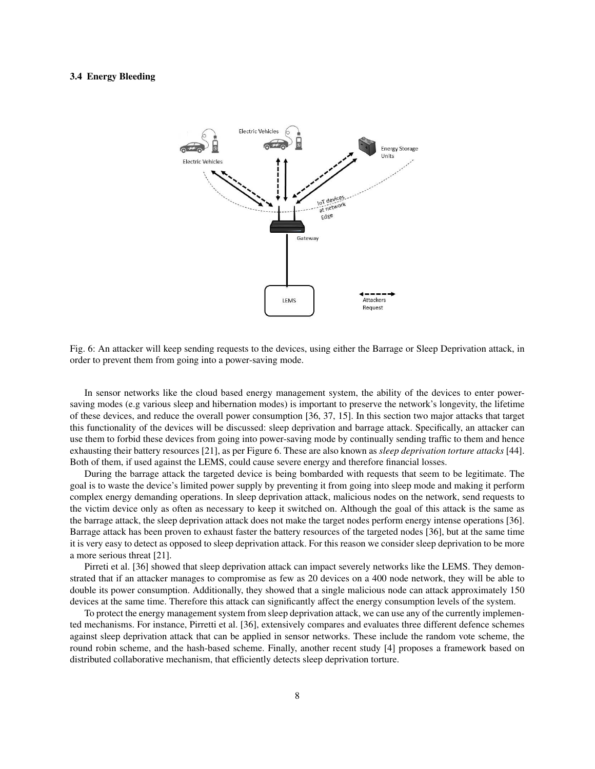### 3.4 Energy Bleeding

Fig. 6: An attacker will keep sending requests to the devices, using either the Barrage or Sleep Deprivation attack, in order to prevent them from going into a power-saving mode.

In sensor networks like the cloud based energy management system, the ability of the devices to enter power-saving modes (e.g various sleep and hibernation modes) is important to preserve the network's longevity, the lifetime of these devices, and reduce the overall power consumption [36, 37, 15]. In this section two major attacks that target this functionality of the devices will be discussed: sleep deprivation and barrage attack. Specifically, an attacker can use them to forbid these devices from going into power-saving mode by continually sending traffic to them and hence exhausting their battery resources [21], as per Figure 6. These are also known as *sleep deprivation torture attacks* [44]. Both of them, if used against the LEMS, could cause severe energy and therefore financial losses.

During the barrage attack the targeted device is being bombarded with requests that seem to be legitimate. The goal is to waste the device's limited power supply by preventing it from going into sleep mode and making it perform complex energy demanding operations. In sleep deprivation attack, malicious nodes on the network, send requests to the victim device only as often as necessary to keep it switched on. Although the goal of this attack is the same as the barrage attack, the sleep deprivation attack does not make the target nodes perform energy intense operations [36]. Barrage attack has been proven to exhaust faster the battery resources of the targeted nodes [36], but at the same time it is very easy to detect as opposed to sleep deprivation attack. For this reason we consider sleep deprivation to be more a more serious threat [21].

Pirreti et al. [36] showed that sleep deprivation attack can impact severely networks like the LEMS. They demonstrated that if an attacker manages to compromise as few as 20 devices on a 400 node network, they will be able to double its power consumption. Additionally, they showed that a single malicious node can attack approximately 150 devices at the same time. Therefore this attack can significantly affect the energy consumption levels of the system.

To protect the energy management system from sleep deprivation attack, we can use any of the currently implemented mechanisms. For instance, Pirretti et al. [36], extensively compares and evaluates three different defence schemes against sleep deprivation attack that can be applied in sensor networks. These include the random vote scheme, the round robin scheme, and the hash-based scheme. Finally, another recent study [4] proposes a framework based on distributed collaborative mechanism, that efficiently detects sleep deprivation torture.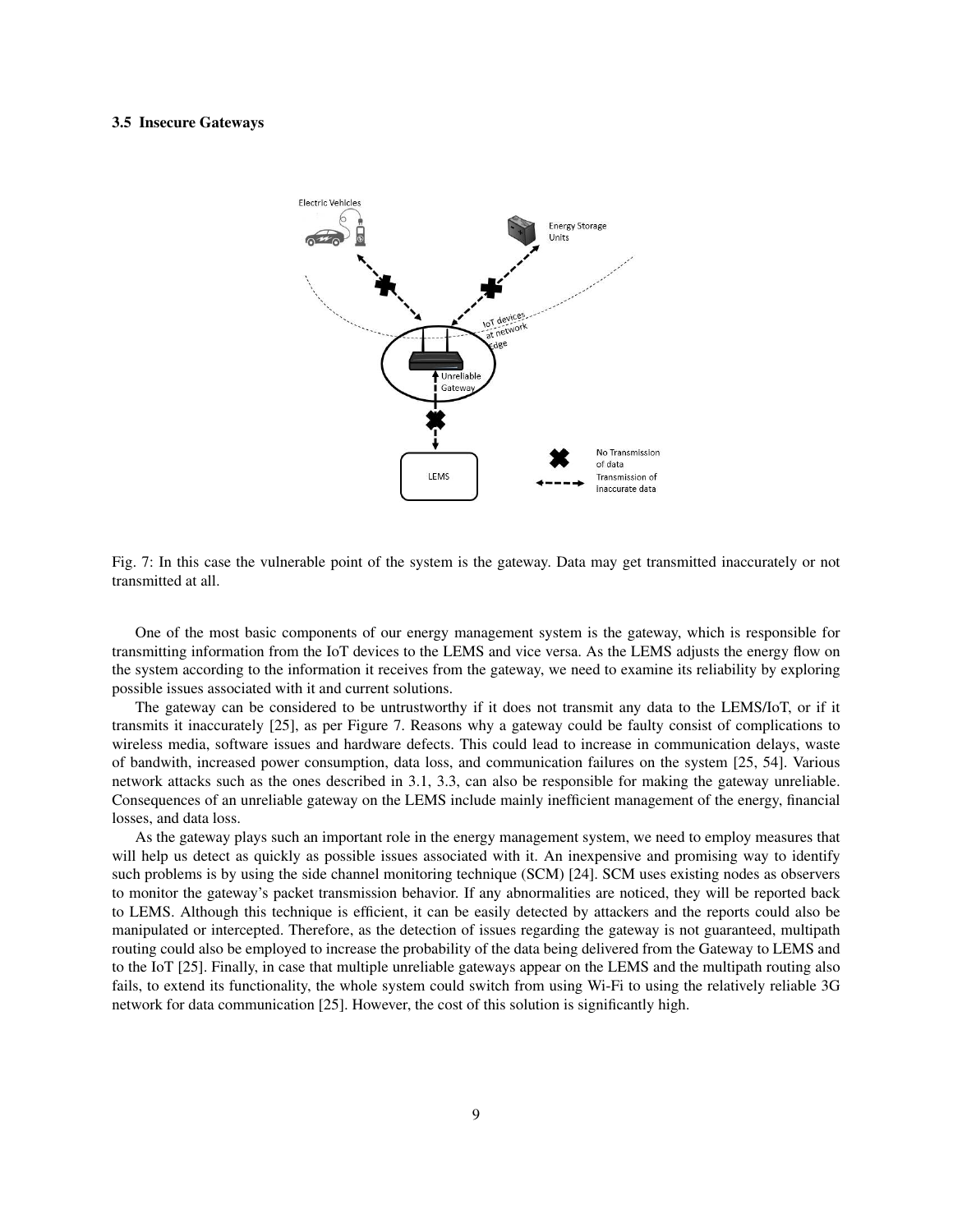### 3.5 Insecure Gateways

Fig. 7: In this case the vulnerable point of the system is the gateway. Data may get transmitted inaccurately or not transmitted at all.

One of the most basic components of our energy management system is the gateway, which is responsible for transmitting information from the IoT devices to the LEMS and vice versa. As the LEMS adjusts the energy flow on the system according to the information it receives from the gateway, we need to examine its reliability by exploring possible issues associated with it and current solutions.

The gateway can be considered to be untrustworthy if it does not transmit any data to the LEMS/IoT, or if it transmits it inaccurately [25], as per Figure 7. Reasons why a gateway could be faulty consist of complications to wireless media, software issues and hardware defects. This could lead to increase in communication delays, waste of bandwith, increased power consumption, data loss, and communication failures on the system [25, 54]. Various network attacks such as the ones described in 3.1, 3.3, can also be responsible for making the gateway unreliable. Consequences of an unreliable gateway on the LEMS include mainly inefficient management of the energy, financial losses, and data loss.

As the gateway plays such an important role in the energy management system, we need to employ measures that will help us detect as quickly as possible issues associated with it. An inexpensive and promising way to identify such problems is by using the side channel monitoring technique (SCM) [24]. SCM uses existing nodes as observers to monitor the gateway's packet transmission behavior. If any abnormalities are noticed, they will be reported back to LEMS. Although this technique is efficient, it can be easily detected by attackers and the reports could also be manipulated or intercepted. Therefore, as the detection of issues regarding the gateway is not guaranteed, multipath routing could also be employed to increase the probability of the data being delivered from the Gateway to LEMS and to the IoT [25]. Finally, in case that multiple unreliable gateways appear on the LEMS and the multipath routing also fails, to extend its functionality, the whole system could switch from using Wi-Fi to using the relatively reliable 3G network for data communication [25]. However, the cost of this solution is significantly high.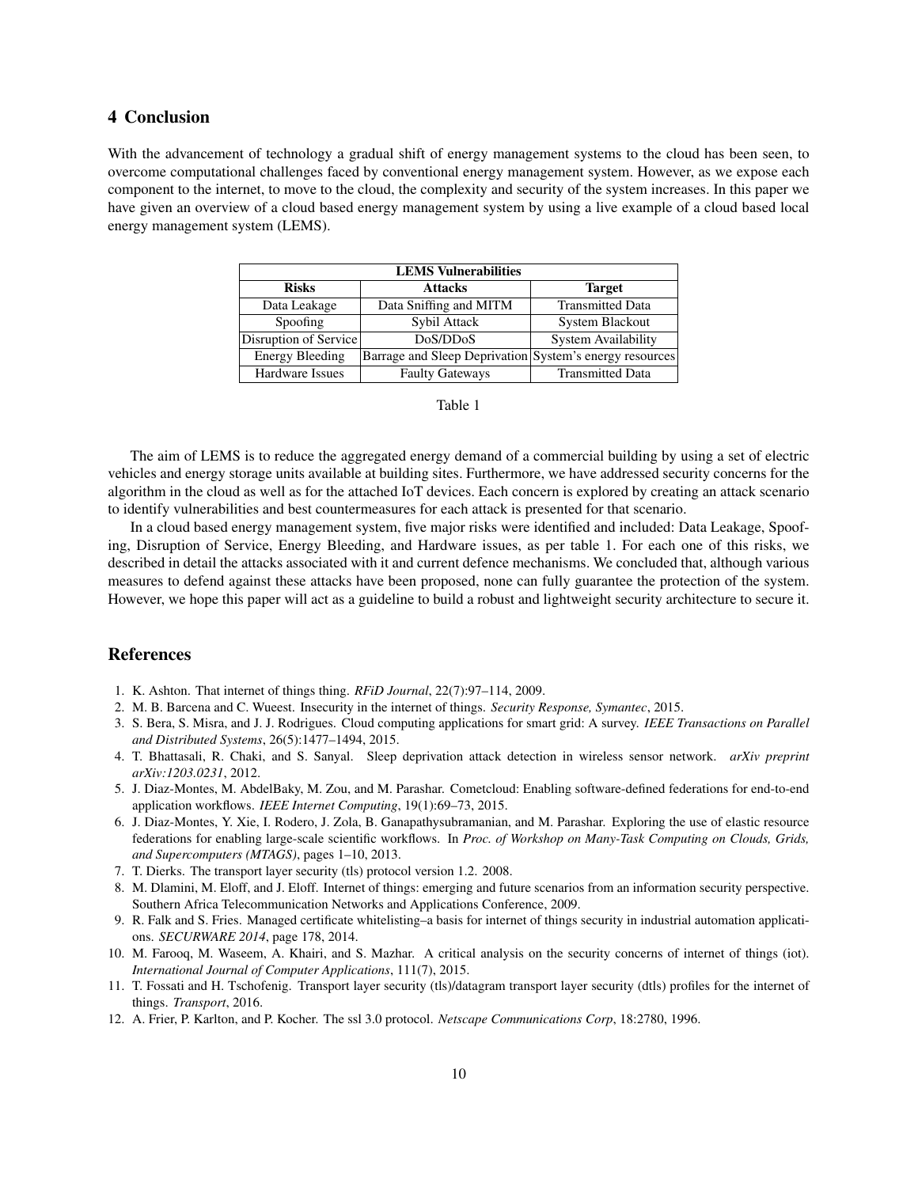## 4 Conclusion

With the advancement of technology a gradual shift of energy management systems to the cloud has been seen, to overcome computational challenges faced by conventional energy management system. However, as we expose each component to the internet, to move to the cloud, the complexity and security of the system increases. In this paper we have given an overview of a cloud based energy management system by using a live example of a cloud based local energy management system (LEMS).

| **LEMS Vulnerabilities** | | |
|---|---|---|
| **Risks** | **Attacks** | **Target** |
| Data Leakage | Data Sniffing and MITM | Transmitted Data |
| Spoofing | Sybil Attack | System Blackout |
| Disruption of Service | DoS/DDoS | System Availability |
| Energy Bleeding | Barrage and Sleep Deprivation | System's energy resources |
| Hardware Issues | Faulty Gateways | Transmitted Data |

Table 1

The aim of LEMS is to reduce the aggregated energy demand of a commercial building by using a set of electric vehicles and energy storage units available at building sites. Furthermore, we have addressed security concerns for the algorithm in the cloud as well as for the attached IoT devices. Each concern is explored by creating an attack scenario to identify vulnerabilities and best countermeasures for each attack is presented for that scenario.

In a cloud based energy management system, five major risks were identified and included: Data Leakage, Spoofing, Disruption of Service, Energy Bleeding, and Hardware issues, as per table 1. For each one of this risks, we described in detail the attacks associated with it and current defence mechanisms. We concluded that, although various measures to defend against these attacks have been proposed, none can fully guarantee the protection of the system. However, we hope this paper will act as a guideline to build a robust and lightweight security architecture to secure it.

## References

1. K. Ashton. That internet of things thing. *RFiD Journal*, 22(7):97–114, 2009.
2. M. B. Barcena and C. Wueest. Insecurity in the internet of things. *Security Response, Symantec*, 2015.
3. S. Bera, S. Misra, and J. J. Rodrigues. Cloud computing applications for smart grid: A survey. *IEEE Transactions on Parallel and Distributed Systems*, 26(5):1477–1494, 2015.
4. T. Bhattasali, R. Chaki, and S. Sanyal. Sleep deprivation attack detection in wireless sensor network. *arXiv preprint arXiv:1203.0231*, 2012.
5. J. Diaz-Montes, M. AbdelBaky, M. Zou, and M. Parashar. Cometcloud: Enabling software-defined federations for end-to-end application workflows. *IEEE Internet Computing*, 19(1):69–73, 2015.
6. J. Diaz-Montes, Y. Xie, I. Rodero, J. Zola, B. Ganapathysubramanian, and M. Parashar. Exploring the use of elastic resource federations for enabling large-scale scientific workflows. In *Proc. of Workshop on Many-Task Computing on Clouds, Grids, and Supercomputers (MTAGS)*, pages 1–10, 2013.
7. T. Dierks. The transport layer security (tls) protocol version 1.2. 2008.
8. M. Dlamini, M. Eloff, and J. Eloff. Internet of things: emerging and future scenarios from an information security perspective. Southern Africa Telecommunication Networks and Applications Conference, 2009.
9. R. Falk and S. Fries. Managed certificate whitelisting–a basis for internet of things security in industrial automation applications. *SECURWARE 2014*, page 178, 2014.
10. M. Farooq, M. Waseem, A. Khairi, and S. Mazhar. A critical analysis on the security concerns of internet of things (iot). *International Journal of Computer Applications*, 111(7), 2015.
11. T. Fossati and H. Tschofenig. Transport layer security (tls)/datagram transport layer security (dtls) profiles for the internet of things. *Transport*, 2016.
12. A. Frier, P. Karlton, and P. Kocher. The ssl 3.0 protocol. *Netscape Communications Corp*, 18:2780, 1996.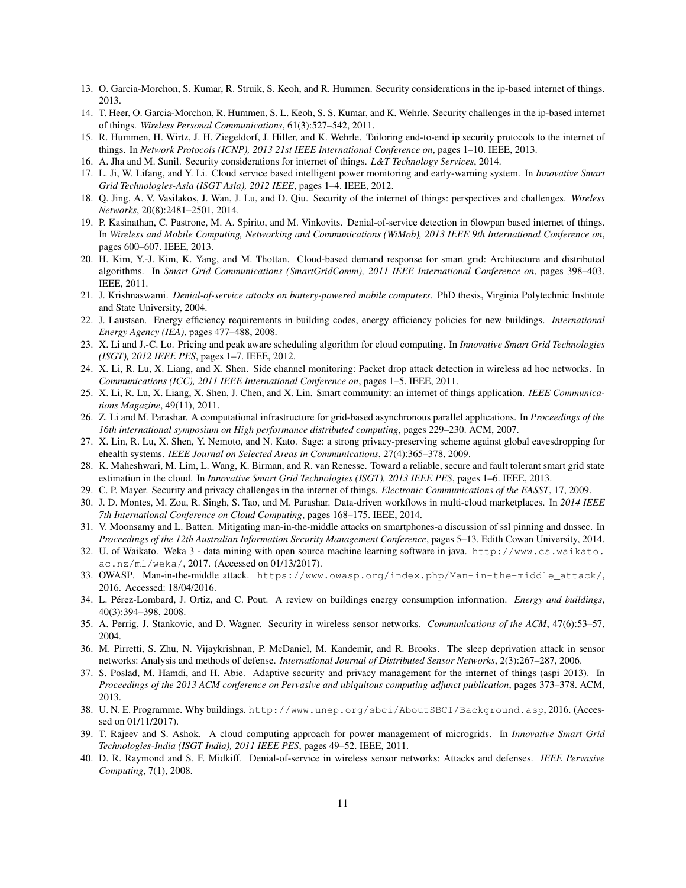13. O. Garcia-Morchon, S. Kumar, R. Struik, S. Keoh, and R. Hummen. Security considerations in the ip-based internet of things. 2013.
14. T. Heer, O. Garcia-Morchon, R. Hummen, S. L. Keoh, S. S. Kumar, and K. Wehrle. Security challenges in the ip-based internet of things. *Wireless Personal Communications*, 61(3):527–542, 2011.
15. R. Hummen, H. Wirtz, J. H. Ziegeldorf, J. Hiller, and K. Wehrle. Tailoring end-to-end ip security protocols to the internet of things. In *Network Protocols (ICNP), 2013 21st IEEE International Conference on*, pages 1–10. IEEE, 2013.
16. A. Jha and M. Sunil. Security considerations for internet of things. *L&T Technology Services*, 2014.
17. L. Ji, W. Lifang, and Y. Li. Cloud service based intelligent power monitoring and early-warning system. In *Innovative Smart Grid Technologies-Asia (ISGT Asia), 2012 IEEE*, pages 1–4. IEEE, 2012.
18. Q. Jing, A. V. Vasilakos, J. Wan, J. Lu, and D. Qiu. Security of the internet of things: perspectives and challenges. *Wireless Networks*, 20(8):2481–2501, 2014.
19. P. Kasinathan, C. Pastrone, M. A. Spirito, and M. Vinkovits. Denial-of-service detection in 6lowpan based internet of things. In *Wireless and Mobile Computing, Networking and Communications (WiMob), 2013 IEEE 9th International Conference on*, pages 600–607. IEEE, 2013.
20. H. Kim, Y.-J. Kim, K. Yang, and M. Thottan. Cloud-based demand response for smart grid: Architecture and distributed algorithms. In *Smart Grid Communications (SmartGridComm), 2011 IEEE International Conference on*, pages 398–403. IEEE, 2011.
21. J. Krishnaswami. *Denial-of-service attacks on battery-powered mobile computers*. PhD thesis, Virginia Polytechnic Institute and State University, 2004.
22. J. Laustsen. Energy efficiency requirements in building codes, energy efficiency policies for new buildings. *International Energy Agency (IEA)*, pages 477–488, 2008.
23. X. Li and J.-C. Lo. Pricing and peak aware scheduling algorithm for cloud computing. In *Innovative Smart Grid Technologies (ISGT), 2012 IEEE PES*, pages 1–7. IEEE, 2012.
24. X. Li, R. Lu, X. Liang, and X. Shen. Side channel monitoring: Packet drop attack detection in wireless ad hoc networks. In *Communications (ICC), 2011 IEEE International Conference on*, pages 1–5. IEEE, 2011.
25. X. Li, R. Lu, X. Liang, X. Shen, J. Chen, and X. Lin. Smart community: an internet of things application. *IEEE Communications Magazine*, 49(11), 2011.
26. Z. Li and M. Parashar. A computational infrastructure for grid-based asynchronous parallel applications. In *Proceedings of the 16th international symposium on High performance distributed computing*, pages 229–230. ACM, 2007.
27. X. Lin, R. Lu, X. Shen, Y. Nemoto, and N. Kato. Sage: a strong privacy-preserving scheme against global eavesdropping for ehealth systems. *IEEE Journal on Selected Areas in Communications*, 27(4):365–378, 2009.
28. K. Maheshwari, M. Lim, L. Wang, K. Birman, and R. van Renesse. Toward a reliable, secure and fault tolerant smart grid state estimation in the cloud. In *Innovative Smart Grid Technologies (ISGT), 2013 IEEE PES*, pages 1–6. IEEE, 2013.
29. C. P. Mayer. Security and privacy challenges in the internet of things. *Electronic Communications of the EASST*, 17, 2009.
30. J. D. Montes, M. Zou, R. Singh, S. Tao, and M. Parashar. Data-driven workflows in multi-cloud marketplaces. In *2014 IEEE 7th International Conference on Cloud Computing*, pages 168–175. IEEE, 2014.
31. V. Moonsamy and L. Batten. Mitigating man-in-the-middle attacks on smartphones-a discussion of ssl pinning and dnssec. In *Proceedings of the 12th Australian Information Security Management Conference*, pages 5–13. Edith Cowan University, 2014.
32. U. of Waikato. Weka 3 - data mining with open source machine learning software in java. `http://www.cs.waikato.ac.nz/ml/weka/`, 2017. (Accessed on 01/13/2017).
33. OWASP. Man-in-the-middle attack. `https://www.owasp.org/index.php/Man-in-the-middle_attack/`, 2016. Accessed: 18/04/2016.
34. L. Pérez-Lombard, J. Ortiz, and C. Pout. A review on buildings energy consumption information. *Energy and buildings*, 40(3):394–398, 2008.
35. A. Perrig, J. Stankovic, and D. Wagner. Security in wireless sensor networks. *Communications of the ACM*, 47(6):53–57, 2004.
36. M. Pirretti, S. Zhu, N. Vijaykrishnan, P. McDaniel, M. Kandemir, and R. Brooks. The sleep deprivation attack in sensor networks: Analysis and methods of defense. *International Journal of Distributed Sensor Networks*, 2(3):267–287, 2006.
37. S. Poslad, M. Hamdi, and H. Abie. Adaptive security and privacy management for the internet of things (aspi 2013). In *Proceedings of the 2013 ACM conference on Pervasive and ubiquitous computing adjunct publication*, pages 373–378. ACM, 2013.
38. U. N. E. Programme. Why buildings. `http://www.unep.org/sbci/AboutSBCI/Background.asp`, 2016. (Accessed on 01/11/2017).
39. T. Rajeev and S. Ashok. A cloud computing approach for power management of microgrids. In *Innovative Smart Grid Technologies-India (ISGT India), 2011 IEEE PES*, pages 49–52. IEEE, 2011.
40. D. R. Raymond and S. F. Midkiff. Denial-of-service in wireless sensor networks: Attacks and defenses. *IEEE Pervasive Computing*, 7(1), 2008.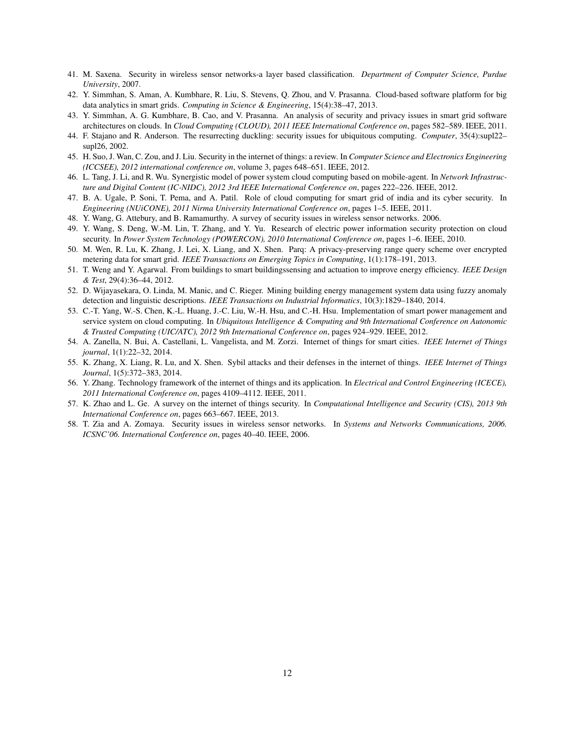41. M. Saxena. Security in wireless sensor networks-a layer based classification. *Department of Computer Science, Purdue University*, 2007.
42. Y. Simmhan, S. Aman, A. Kumbhare, R. Liu, S. Stevens, Q. Zhou, and V. Prasanna. Cloud-based software platform for big data analytics in smart grids. *Computing in Science & Engineering*, 15(4):38–47, 2013.
43. Y. Simmhan, A. G. Kumbhare, B. Cao, and V. Prasanna. An analysis of security and privacy issues in smart grid software architectures on clouds. In *Cloud Computing (CLOUD), 2011 IEEE International Conference on*, pages 582–589. IEEE, 2011.
44. F. Stajano and R. Anderson. The resurrecting duckling: security issues for ubiquitous computing. *Computer*, 35(4):supl22–supl26, 2002.
45. H. Suo, J. Wan, C. Zou, and J. Liu. Security in the internet of things: a review. In *Computer Science and Electronics Engineering (ICCSEE), 2012 international conference on*, volume 3, pages 648–651. IEEE, 2012.
46. L. Tang, J. Li, and R. Wu. Synergistic model of power system cloud computing based on mobile-agent. In *Network Infrastructure and Digital Content (IC-NIDC), 2012 3rd IEEE International Conference on*, pages 222–226. IEEE, 2012.
47. B. A. Ugale, P. Soni, T. Pema, and A. Patil. Role of cloud computing for smart grid of india and its cyber security. In *Engineering (NUiCONE), 2011 Nirma University International Conference on*, pages 1–5. IEEE, 2011.
48. Y. Wang, G. Attebury, and B. Ramamurthy. A survey of security issues in wireless sensor networks. 2006.
49. Y. Wang, S. Deng, W.-M. Lin, T. Zhang, and Y. Yu. Research of electric power information security protection on cloud security. In *Power System Technology (POWERCON), 2010 International Conference on*, pages 1–6. IEEE, 2010.
50. M. Wen, R. Lu, K. Zhang, J. Lei, X. Liang, and X. Shen. Parq: A privacy-preserving range query scheme over encrypted metering data for smart grid. *IEEE Transactions on Emerging Topics in Computing*, 1(1):178–191, 2013.
51. T. Weng and Y. Agarwal. From buildings to smart buildingssensing and actuation to improve energy efficiency. *IEEE Design & Test*, 29(4):36–44, 2012.
52. D. Wijayasekara, O. Linda, M. Manic, and C. Rieger. Mining building energy management system data using fuzzy anomaly detection and linguistic descriptions. *IEEE Transactions on Industrial Informatics*, 10(3):1829–1840, 2014.
53. C.-T. Yang, W.-S. Chen, K.-L. Huang, J.-C. Liu, W.-H. Hsu, and C.-H. Hsu. Implementation of smart power management and service system on cloud computing. In *Ubiquitous Intelligence & Computing and 9th International Conference on Autonomic & Trusted Computing (UIC/ATC), 2012 9th International Conference on*, pages 924–929. IEEE, 2012.
54. A. Zanella, N. Bui, A. Castellani, L. Vangelista, and M. Zorzi. Internet of things for smart cities. *IEEE Internet of Things journal*, 1(1):22–32, 2014.
55. K. Zhang, X. Liang, R. Lu, and X. Shen. Sybil attacks and their defenses in the internet of things. *IEEE Internet of Things Journal*, 1(5):372–383, 2014.
56. Y. Zhang. Technology framework of the internet of things and its application. In *Electrical and Control Engineering (ICECE), 2011 International Conference on*, pages 4109–4112. IEEE, 2011.
57. K. Zhao and L. Ge. A survey on the internet of things security. In *Computational Intelligence and Security (CIS), 2013 9th International Conference on*, pages 663–667. IEEE, 2013.
58. T. Zia and A. Zomaya. Security issues in wireless sensor networks. In *Systems and Networks Communications, 2006. ICSNC'06. International Conference on*, pages 40–40. IEEE, 2006.